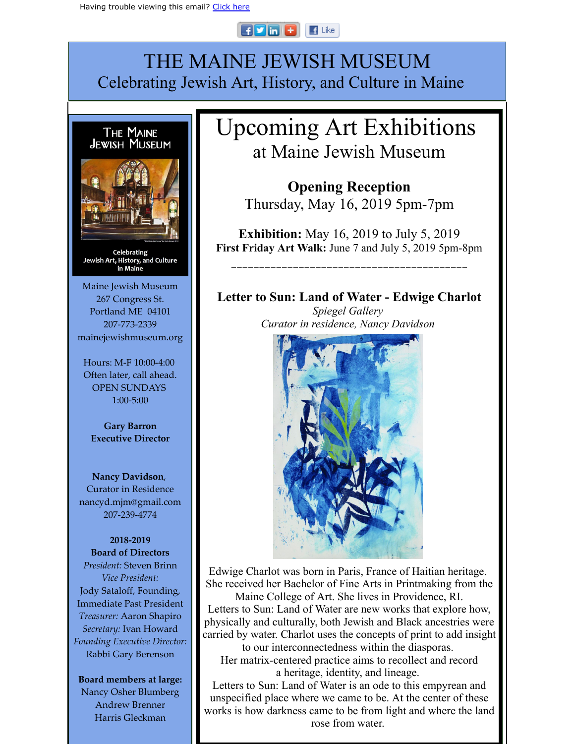Having trouble viewing this email? Click here

# THE MAINE JEWISH MUSEUM

Celebrating Jewish Art, History, and Culture in Maine

THE MAINE JEWISH MUSEUM

Celebrating Jewish Art, History, and Culture in Maine

Maine Jewish Museum
267 Congress St.
Portland ME 04101
207-773-2339
mainejewishmuseum.org

Hours: M-F 10:00-4:00
Often later, call ahead.
OPEN SUNDAYS
1:00-5:00

**Gary Barron**
**Executive Director**

**Nancy Davidson**, Curator in Residence
nancyd.mjm@gmail.com
207-239-4774

**2018-2019**
**Board of Directors**
*President:* Steven Brinn
*Vice President:*
Jody Sataloff, Founding, Immediate Past President
*Treasurer:* Aaron Shapiro
*Secretary:* Ivan Howard
*Founding Executive Director:* Rabbi Gary Berenson

**Board members at large:**
Nancy Osher Blumberg
Andrew Brenner
Harris Gleckman

# Upcoming Art Exhibitions

## at Maine Jewish Museum

**Opening Reception**
Thursday, May 16, 2019 5pm-7pm

**Exhibition:** May 16, 2019 to July 5, 2019
**First Friday Art Walk:** June 7 and July 5, 2019 5pm-8pm

------------------------------------------

### Letter to Sun: Land of Water - Edwige Charlot

*Spiegel Gallery*
*Curator in residence, Nancy Davidson*

Edwige Charlot was born in Paris, France of Haitian heritage. She received her Bachelor of Fine Arts in Printmaking from the Maine College of Art. She lives in Providence, RI.
Letters to Sun: Land of Water are new works that explore how, physically and culturally, both Jewish and Black ancestries were carried by water. Charlot uses the concepts of print to add insight to our interconnectedness within the diasporas.
Her matrix-centered practice aims to recollect and record a heritage, identity, and lineage.
Letters to Sun: Land of Water is an ode to this empyrean and unspecified place where we came to be. At the center of these works is how darkness came to be from light and where the land rose from water.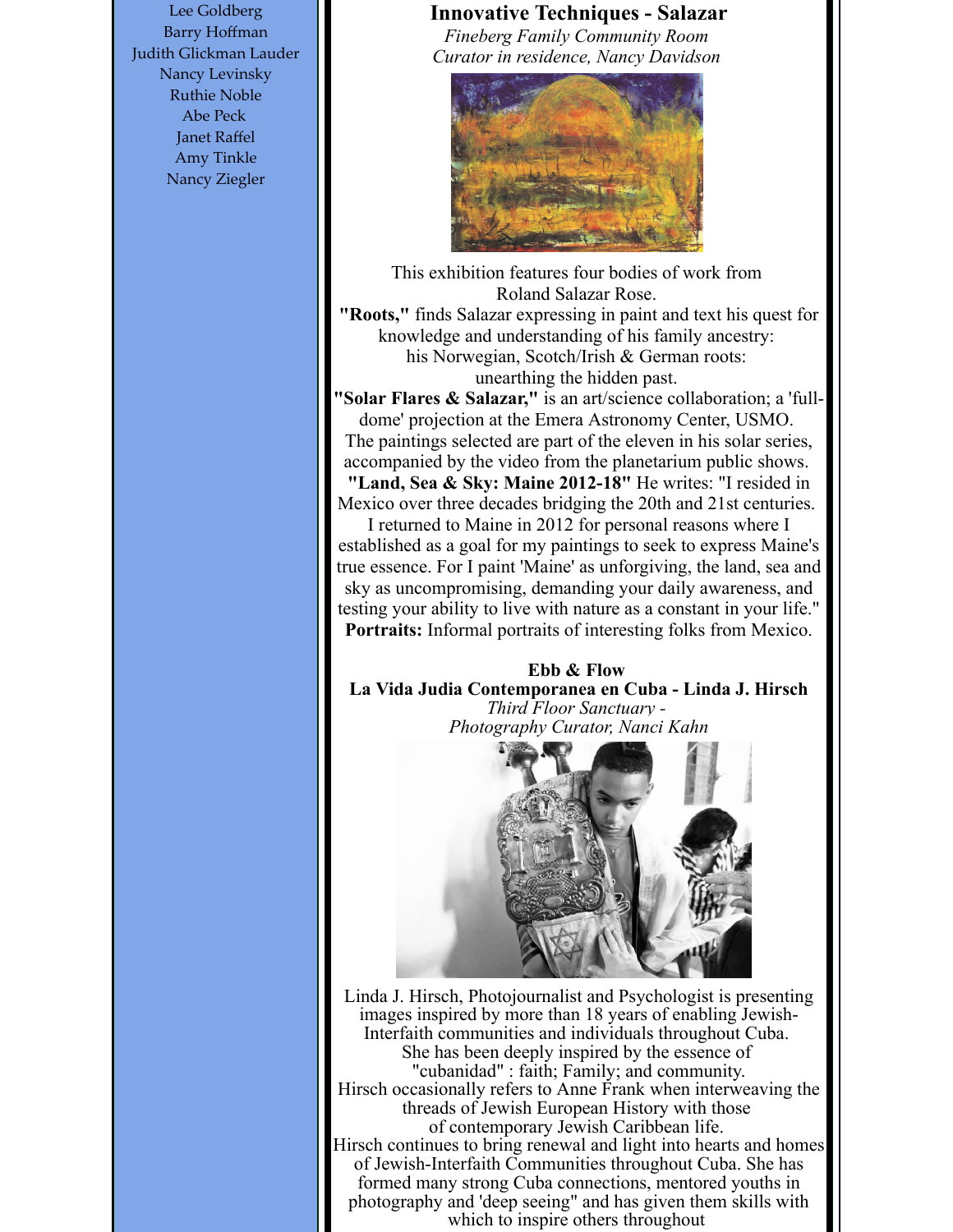Lee Goldberg
Barry Hoffman
Judith Glickman Lauder
Nancy Levinsky
Ruthie Noble
Abe Peck
Janet Raffel
Amy Tinkle
Nancy Ziegler

## Innovative Techniques - Salazar

*Fineberg Family Community Room*
*Curator in residence, Nancy Davidson*

This exhibition features four bodies of work from Roland Salazar Rose.
**"Roots,"** finds Salazar expressing in paint and text his quest for knowledge and understanding of his family ancestry: his Norwegian, Scotch/Irish & German roots: unearthing the hidden past.
**"Solar Flares & Salazar,"** is an art/science collaboration; a 'full-dome' projection at the Emera Astronomy Center, USMO. The paintings selected are part of the eleven in his solar series, accompanied by the video from the planetarium public shows.
**"Land, Sea & Sky: Maine 2012-18"** He writes: "I resided in Mexico over three decades bridging the 20th and 21st centuries. I returned to Maine in 2012 for personal reasons where I established as a goal for my paintings to seek to express Maine's true essence. For I paint 'Maine' as unforgiving, the land, sea and sky as uncompromising, demanding your daily awareness, and testing your ability to live with nature as a constant in your life."
**Portraits:** Informal portraits of interesting folks from Mexico.

**Ebb & Flow**
**La Vida Judia Contemporanea en Cuba - Linda J. Hirsch**
*Third Floor Sanctuary -*
*Photography Curator, Nanci Kahn*

Linda J. Hirsch, Photojournalist and Psychologist is presenting images inspired by more than 18 years of enabling Jewish-Interfaith communities and individuals throughout Cuba. She has been deeply inspired by the essence of "cubanidad" : faith; Family; and community.
Hirsch occasionally refers to Anne Frank when interweaving the threads of Jewish European History with those of contemporary Jewish Caribbean life.
Hirsch continues to bring renewal and light into hearts and homes of Jewish-Interfaith Communities throughout Cuba. She has formed many strong Cuba connections, mentored youths in photography and 'deep seeing" and has given them skills with which to inspire others throughout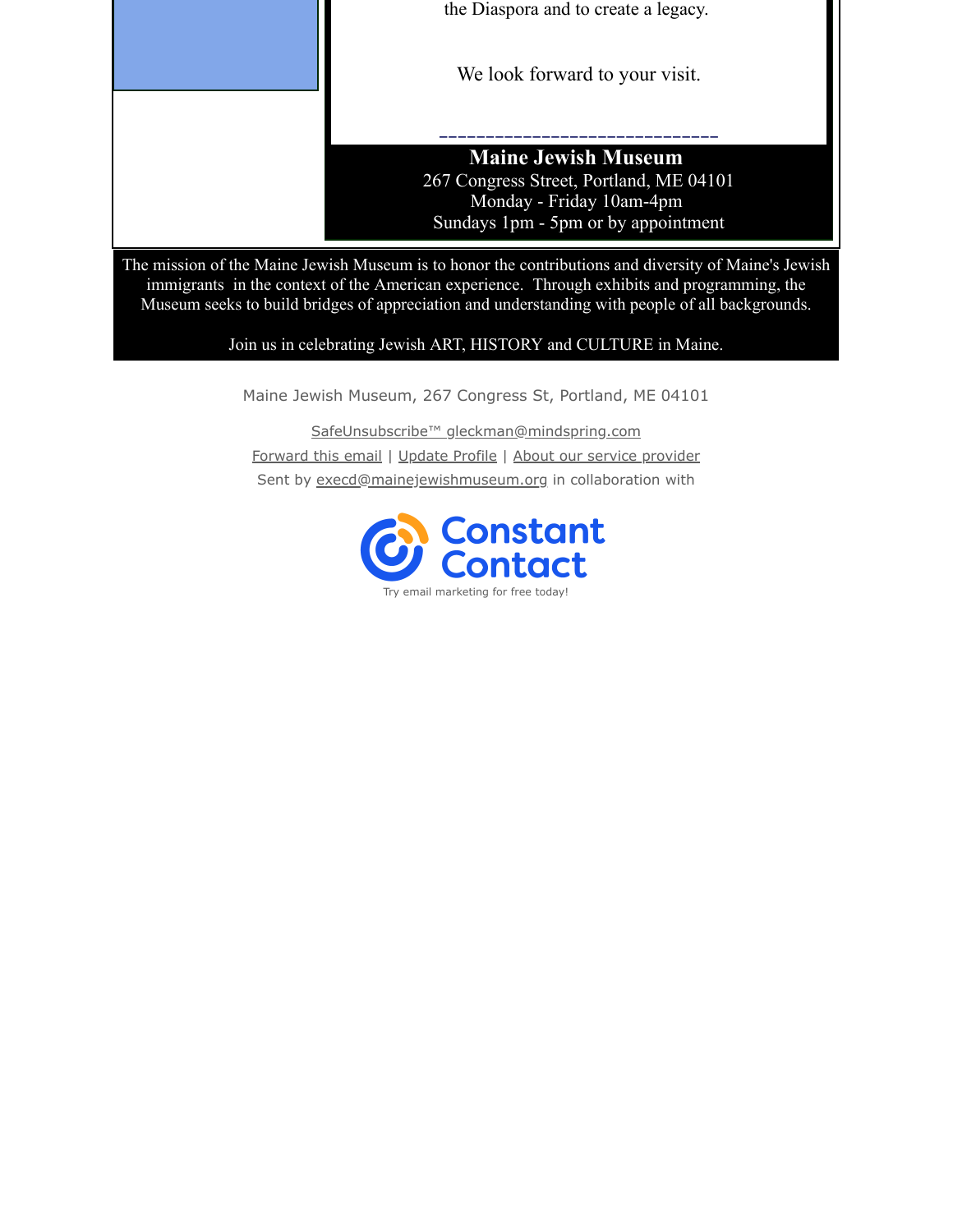the Diaspora and to create a legacy.

We look forward to your visit.

______________________________

**Maine Jewish Museum**
267 Congress Street, Portland, ME 04101
Monday - Friday 10am-4pm
Sundays 1pm - 5pm or by appointment

The mission of the Maine Jewish Museum is to honor the contributions and diversity of Maine's Jewish immigrants in the context of the American experience. Through exhibits and programming, the Museum seeks to build bridges of appreciation and understanding with people of all backgrounds.

Join us in celebrating Jewish ART, HISTORY and CULTURE in Maine.

Maine Jewish Museum, 267 Congress St, Portland, ME 04101

SafeUnsubscribe™ gleckman@mindspring.com

Forward this email | Update Profile | About our service provider

Sent by execd@mainejewishmuseum.org in collaboration with

Constant Contact

Try email marketing for free today!